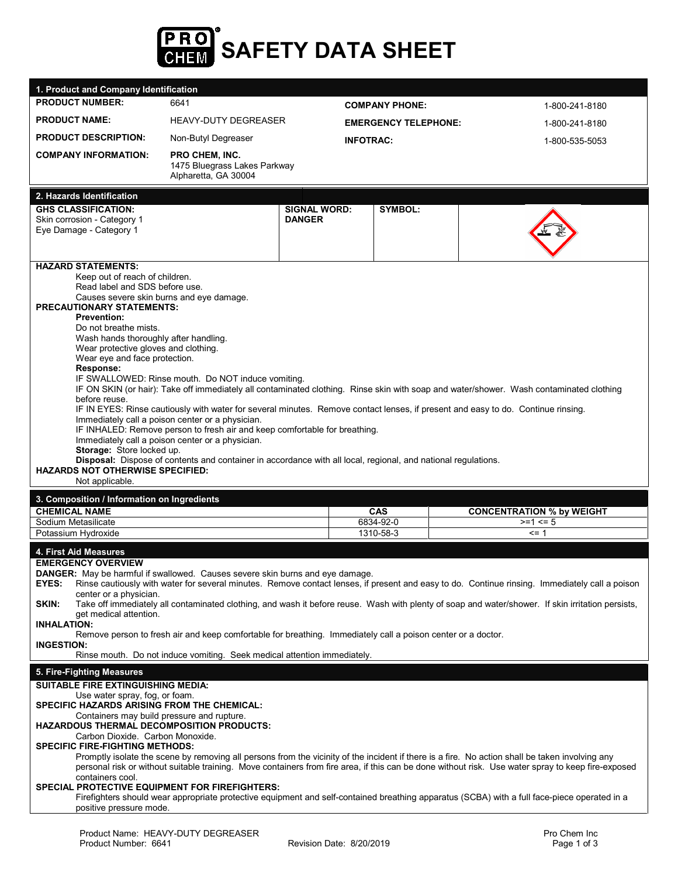# PRO CHEM SAFETY DATA SHEET

## 1. Product and Company Identification

| | | | |
|---|---|---|---|
| **PRODUCT NUMBER:** | 6641 | **COMPANY PHONE:** | 1-800-241-8180 |
| **PRODUCT NAME:** | HEAVY-DUTY DEGREASER | **EMERGENCY TELEPHONE:** | 1-800-241-8180 |
| **PRODUCT DESCRIPTION:** | Non-Butyl Degreaser | **INFOTRAC:** | 1-800-535-5053 |
| **COMPANY INFORMATION:** | **PRO CHEM, INC.**<br>1475 Bluegrass Lakes Parkway<br>Alpharetta, GA 30004 | | |

## 2. Hazards Identification

| **GHS CLASSIFICATION:** | **SIGNAL WORD:** | **SYMBOL:** |
|---|---|---|
| Skin corrosion - Category 1<br>Eye Damage - Category 1 | **DANGER** | |

**HAZARD STATEMENTS:**

Keep out of reach of children.
Read label and SDS before use.
Causes severe skin burns and eye damage.

**PRECAUTIONARY STATEMENTS:**

**Prevention:**
Do not breathe mists.
Wash hands thoroughly after handling.
Wear protective gloves and clothing.
Wear eye and face protection.

**Response:**
IF SWALLOWED: Rinse mouth. Do NOT induce vomiting.
IF ON SKIN (or hair): Take off immediately all contaminated clothing. Rinse skin with soap and water/shower. Wash contaminated clothing before reuse.
IF IN EYES: Rinse cautiously with water for several minutes. Remove contact lenses, if present and easy to do. Continue rinsing. Immediately call a poison center or a physician.
IF INHALED: Remove person to fresh air and keep comfortable for breathing. Immediately call a poison center or a physician.

**Storage:** Store locked up.

**Disposal:** Dispose of contents and container in accordance with all local, regional, and national regulations.

**HAZARDS NOT OTHERWISE SPECIFIED:**

Not applicable.

## 3. Composition / Information on Ingredients

| CHEMICAL NAME | CAS | CONCENTRATION % by WEIGHT |
|---|---|---|
| Sodium Metasilicate | 6834-92-0 | >=1 <= 5 |
| Potassium Hydroxide | 1310-58-3 | <= 1 |

## 4. First Aid Measures

**EMERGENCY OVERVIEW**

**DANGER:** May be harmful if swallowed. Causes severe skin burns and eye damage.

**EYES:** Rinse cautiously with water for several minutes. Remove contact lenses, if present and easy to do. Continue rinsing. Immediately call a poison center or a physician.

**SKIN:** Take off immediately all contaminated clothing, and wash it before reuse. Wash with plenty of soap and water/shower. If skin irritation persists, get medical attention.

**INHALATION:**

Remove person to fresh air and keep comfortable for breathing. Immediately call a poison center or a doctor.

**INGESTION:**

Rinse mouth. Do not induce vomiting. Seek medical attention immediately.

## 5. Fire-Fighting Measures

**SUITABLE FIRE EXTINGUISHING MEDIA:**

Use water spray, fog, or foam.

**SPECIFIC HAZARDS ARISING FROM THE CHEMICAL:**

Containers may build pressure and rupture.

**HAZARDOUS THERMAL DECOMPOSITION PRODUCTS:**

Carbon Dioxide. Carbon Monoxide.

**SPECIFIC FIRE-FIGHTING METHODS:**

Promptly isolate the scene by removing all persons from the vicinity of the incident if there is a fire. No action shall be taken involving any personal risk or without suitable training. Move containers from fire area, if this can be done without risk. Use water spray to keep fire-exposed containers cool.

**SPECIAL PROTECTIVE EQUIPMENT FOR FIREFIGHTERS:**

Firefighters should wear appropriate protective equipment and self-contained breathing apparatus (SCBA) with a full face-piece operated in a positive pressure mode.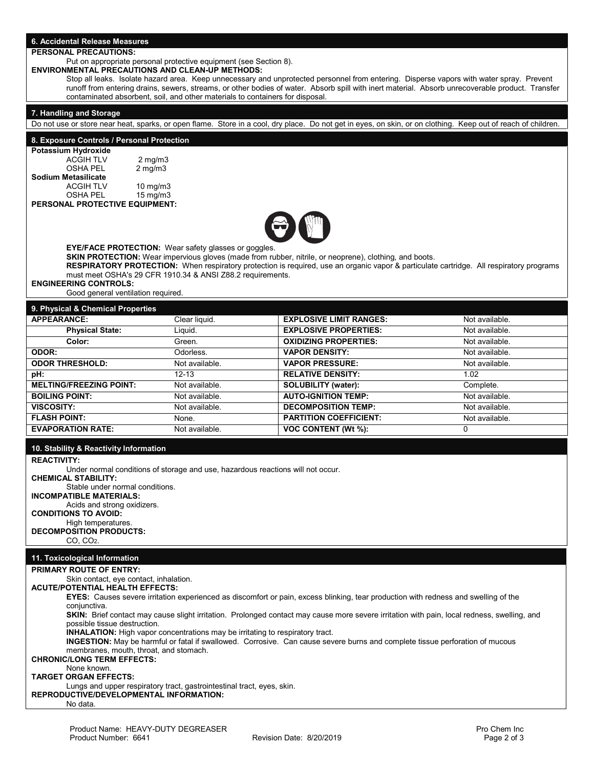## 6. Accidental Release Measures

**PERSONAL PRECAUTIONS:**

Put on appropriate personal protective equipment (see Section 8).

**ENVIRONMENTAL PRECAUTIONS AND CLEAN-UP METHODS:**

Stop all leaks. Isolate hazard area. Keep unnecessary and unprotected personnel from entering. Disperse vapors with water spray. Prevent runoff from entering drains, sewers, streams, or other bodies of water. Absorb spill with inert material. Absorb unrecoverable product. Transfer contaminated absorbent, soil, and other materials to containers for disposal.

## 7. Handling and Storage

Do not use or store near heat, sparks, or open flame. Store in a cool, dry place. Do not get in eyes, on skin, or on clothing. Keep out of reach of children.

## 8. Exposure Controls / Personal Protection

**Potassium Hydroxide**

| | |
|---|---|
| ACGIH TLV | 2 mg/m3 |
| OSHA PEL | 2 mg/m3 |

**Sodium Metasilicate**

| | |
|---|---|
| ACGIH TLV | 10 mg/m3 |
| OSHA PEL | 15 mg/m3 |

**PERSONAL PROTECTIVE EQUIPMENT:**

**EYE/FACE PROTECTION:** Wear safety glasses or goggles.

**SKIN PROTECTION:** Wear impervious gloves (made from rubber, nitrile, or neoprene), clothing, and boots.

**RESPIRATORY PROTECTION:** When respiratory protection is required, use an organic vapor & particulate cartridge. All respiratory programs must meet OSHA's 29 CFR 1910.34 & ANSI Z88.2 requirements.

**ENGINEERING CONTROLS:**

Good general ventilation required.

## 9. Physical & Chemical Properties

| Property | Value | Property | Value |
|---|---|---|---|
| **APPEARANCE:** | Clear liquid. | **EXPLOSIVE LIMIT RANGES:** | Not available. |
| **Physical State:** | Liquid. | **EXPLOSIVE PROPERTIES:** | Not available. |
| **Color:** | Green. | **OXIDIZING PROPERTIES:** | Not available. |
| **ODOR:** | Odorless. | **VAPOR DENSITY:** | Not available. |
| **ODOR THRESHOLD:** | Not available. | **VAPOR PRESSURE:** | Not available. |
| **pH:** | 12-13 | **RELATIVE DENSITY:** | 1.02 |
| **MELTING/FREEZING POINT:** | Not available. | **SOLUBILITY (water):** | Complete. |
| **BOILING POINT:** | Not available. | **AUTO-IGNITION TEMP:** | Not available. |
| **VISCOSITY:** | Not available. | **DECOMPOSITION TEMP:** | Not available. |
| **FLASH POINT:** | None. | **PARTITION COEFFICIENT:** | Not available. |
| **EVAPORATION RATE:** | Not available. | **VOC CONTENT (Wt %):** | 0 |

## 10. Stability & Reactivity Information

**REACTIVITY:**

Under normal conditions of storage and use, hazardous reactions will not occur.

**CHEMICAL STABILITY:**

Stable under normal conditions.

**INCOMPATIBLE MATERIALS:**

Acids and strong oxidizers.

**CONDITIONS TO AVOID:**

High temperatures.

**DECOMPOSITION PRODUCTS:**

CO, $CO_2$.

## 11. Toxicological Information

**PRIMARY ROUTE OF ENTRY:**

Skin contact, eye contact, inhalation.

**ACUTE/POTENTIAL HEALTH EFFECTS:**

**EYES:** Causes severe irritation experienced as discomfort or pain, excess blinking, tear production with redness and swelling of the conjunctiva.

**SKIN:** Brief contact may cause slight irritation. Prolonged contact may cause more severe irritation with pain, local redness, swelling, and possible tissue destruction.

**INHALATION:** High vapor concentrations may be irritating to respiratory tract.

**INGESTION:** May be harmful or fatal if swallowed. Corrosive. Can cause severe burns and complete tissue perforation of mucous membranes, mouth, throat, and stomach.

**CHRONIC/LONG TERM EFFECTS:**

None known.

**TARGET ORGAN EFFECTS:**

Lungs and upper respiratory tract, gastrointestinal tract, eyes, skin.

**REPRODUCTIVE/DEVELOPMENTAL INFORMATION:**

No data.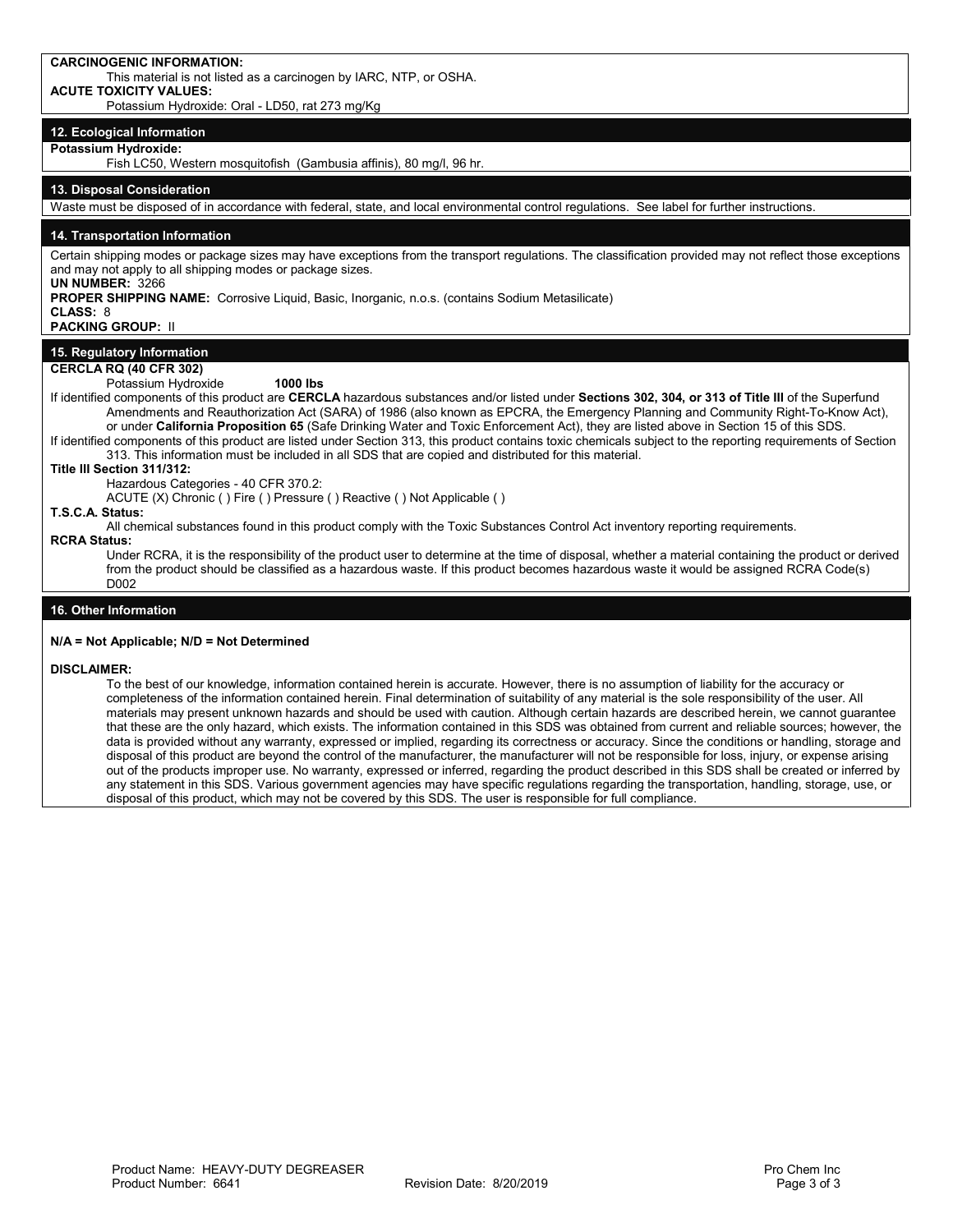**CARCINOGENIC INFORMATION:**

This material is not listed as a carcinogen by IARC, NTP, or OSHA.

**ACUTE TOXICITY VALUES:**

Potassium Hydroxide: Oral - LD50, rat 273 mg/Kg

## 12. Ecological Information

**Potassium Hydroxide:**

Fish LC50, Western mosquitofish (Gambusia affinis), 80 mg/l, 96 hr.

## 13. Disposal Consideration

Waste must be disposed of in accordance with federal, state, and local environmental control regulations. See label for further instructions.

## 14. Transportation Information

Certain shipping modes or package sizes may have exceptions from the transport regulations. The classification provided may not reflect those exceptions and may not apply to all shipping modes or package sizes.

**UN NUMBER:** 3266

**PROPER SHIPPING NAME:** Corrosive Liquid, Basic, Inorganic, n.o.s. (contains Sodium Metasilicate)

**CLASS:** 8

**PACKING GROUP:** II

## 15. Regulatory Information

**CERCLA RQ (40 CFR 302)**

Potassium Hydroxide **1000 lbs**

If identified components of this product are **CERCLA** hazardous substances and/or listed under **Sections 302, 304, or 313 of Title III** of the Superfund Amendments and Reauthorization Act (SARA) of 1986 (also known as EPCRA, the Emergency Planning and Community Right-To-Know Act), or under **California Proposition 65** (Safe Drinking Water and Toxic Enforcement Act), they are listed above in Section 15 of this SDS.

If identified components of this product are listed under Section 313, this product contains toxic chemicals subject to the reporting requirements of Section 313. This information must be included in all SDS that are copied and distributed for this material.

**Title III Section 311/312:**

Hazardous Categories - 40 CFR 370.2:

ACUTE (X) Chronic ( ) Fire ( ) Pressure ( ) Reactive ( ) Not Applicable ( )

**T.S.C.A. Status:**

All chemical substances found in this product comply with the Toxic Substances Control Act inventory reporting requirements.

**RCRA Status:**

Under RCRA, it is the responsibility of the product user to determine at the time of disposal, whether a material containing the product or derived from the product should be classified as a hazardous waste. If this product becomes hazardous waste it would be assigned RCRA Code(s) D002

## 16. Other Information

**N/A = Not Applicable; N/D = Not Determined**

**DISCLAIMER:**

To the best of our knowledge, information contained herein is accurate. However, there is no assumption of liability for the accuracy or completeness of the information contained herein. Final determination of suitability of any material is the sole responsibility of the user. All materials may present unknown hazards and should be used with caution. Although certain hazards are described herein, we cannot guarantee that these are the only hazard, which exists. The information contained in this SDS was obtained from current and reliable sources; however, the data is provided without any warranty, expressed or implied, regarding its correctness or accuracy. Since the conditions or handling, storage and disposal of this product are beyond the control of the manufacturer, the manufacturer will not be responsible for loss, injury, or expense arising out of the products improper use. No warranty, expressed or inferred, regarding the product described in this SDS shall be created or inferred by any statement in this SDS. Various government agencies may have specific regulations regarding the transportation, handling, storage, use, or disposal of this product, which may not be covered by this SDS. The user is responsible for full compliance.